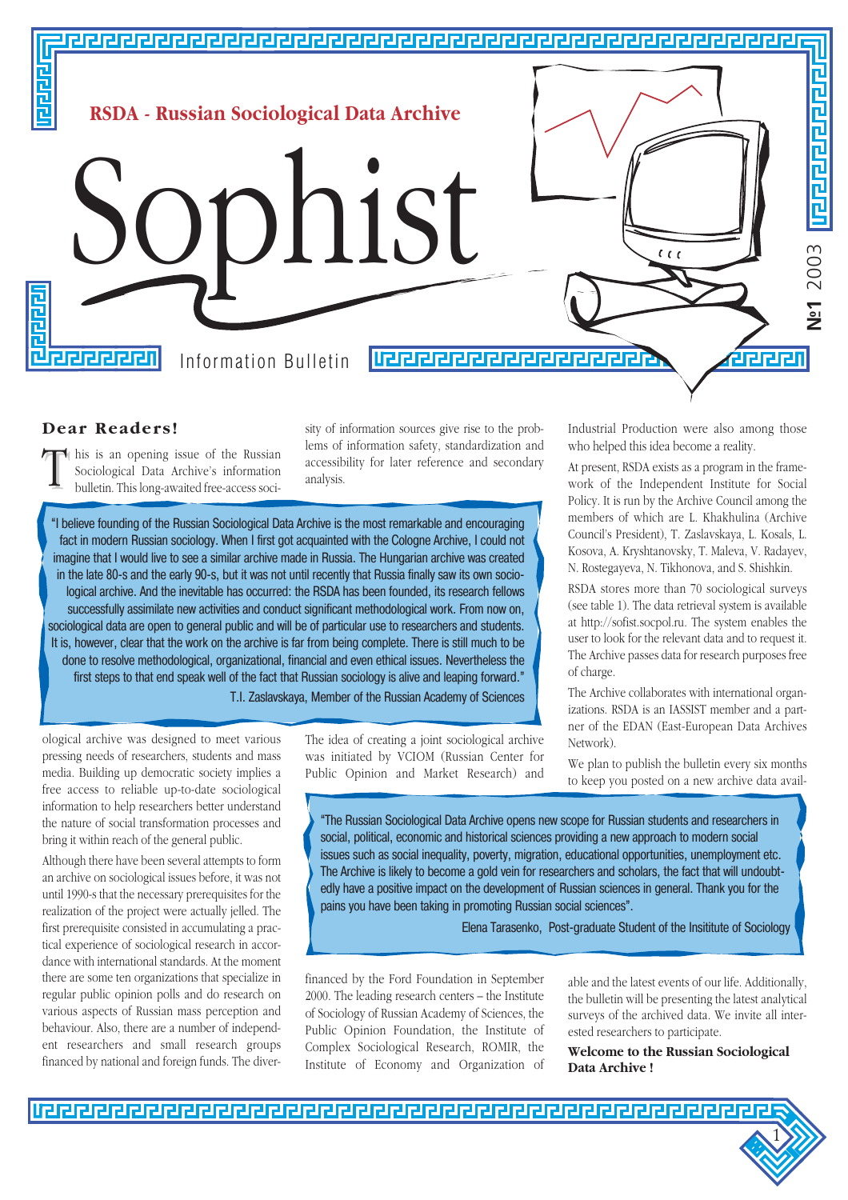# RSDA - Russian Sociological Data Archive

# Sophist

Information Bulletin

№1 2003

## Dear Readers!

This is an opening issue of the Russian Sociological Data Archive's information bulletin. This long-awaited free-access sociological archive was designed to meet various pressing needs of researchers, students and mass media. Building up democratic society implies a free access to reliable up-to-date sociological information to help researchers better understand the nature of social transformation processes and bring it within reach of the general public.

Although there have been several attempts to form an archive on sociological issues before, it was not until 1990-s that the necessary prerequisites for the realization of the project were actually jelled. The first prerequisite consisted in accumulating a practical experience of sociological research in accordance with international standards. At the moment there are some ten organizations that specialize in regular public opinion polls and do research on various aspects of Russian mass perception and behaviour. Also, there are a number of independent researchers and small research groups financed by national and foreign funds. The diversity of information sources give rise to the problems of information safety, standardization and accessibility for later reference and secondary analysis.

> "I believe founding of the Russian Sociological Data Archive is the most remarkable and encouraging fact in modern Russian sociology. When I first got acquainted with the Cologne Archive, I could not imagine that I would live to see a similar archive made in Russia. The Hungarian archive was created in the late 80-s and the early 90-s, but it was not until recently that Russia finally saw its own sociological archive. And the inevitable has occurred: the RSDA has been founded, its research fellows successfully assimilate new activities and conduct significant methodological work. From now on, sociological data are open to general public and will be of particular use to researchers and students. It is, however, clear that the work on the archive is far from being complete. There is still much to be done to resolve methodological, organizational, financial and even ethical issues. Nevertheless the first steps to that end speak well of the fact that Russian sociology is alive and leaping forward."
>
> T.I. Zaslavskaya, Member of the Russian Academy of Sciences

The idea of creating a joint sociological archive was initiated by VCIOM (Russian Center for Public Opinion and Market Research) and financed by the Ford Foundation in September 2000. The leading research centers – the Institute of Sociology of Russian Academy of Sciences, the Public Opinion Foundation, the Institute of Complex Sociological Research, ROMIR, the Institute of Economy and Organization of Industrial Production were also among those who helped this idea become a reality.

At present, RSDA exists as a program in the framework of the Independent Institute for Social Policy. It is run by the Archive Council among the members of which are L. Khakhulina (Archive Council's President), T. Zaslavskaya, L. Kosals, L. Kosova, A. Kryshtanovsky, T. Maleva, V. Radayev, N. Rostegayeva, N. Tikhonova, and S. Shishkin.

RSDA stores more than 70 sociological surveys (see table 1). The data retrieval system is available at http://sofist.socpol.ru. The system enables the user to look for the relevant data and to request it. The Archive passes data for research purposes free of charge.

The Archive collaborates with international organizations. RSDA is an IASSIST member and a partner of the EDAN (East-European Data Archives Network).

We plan to publish the bulletin every six months to keep you posted on a new archive data available and the latest events of our life. Additionally, the bulletin will be presenting the latest analytical surveys of the archived data. We invite all interested researchers to participate.

> "The Russian Sociological Data Archive opens new scope for Russian students and researchers in social, political, economic and historical sciences providing a new approach to modern social issues such as social inequality, poverty, migration, educational opportunities, unemployment etc. The Archive is likely to become a gold vein for researchers and scholars, the fact that will undoubtedly have a positive impact on the development of Russian sciences in general. Thank you for the pains you have been taking in promoting Russian social sciences".
>
> Elena Tarasenko, Post-graduate Student of the Insititute of Sociology

**Welcome to the Russian Sociological Data Archive !**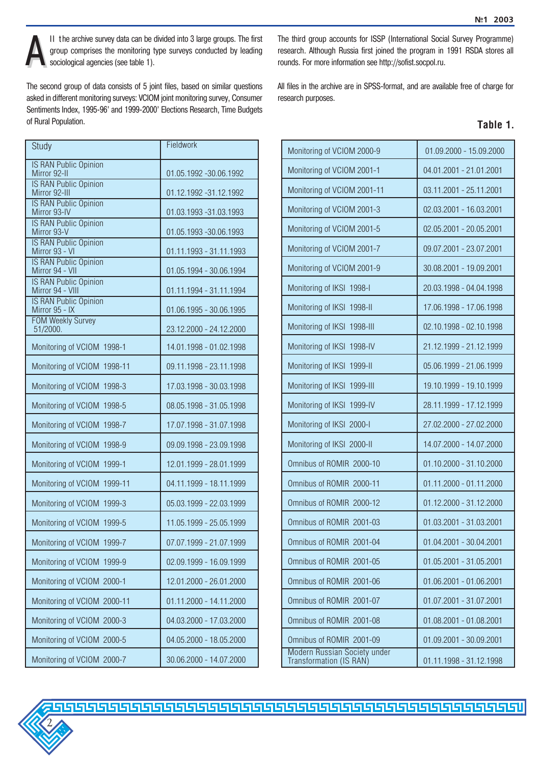All the archive survey data can be divided into 3 large groups. The first group comprises the monitoring type surveys conducted by leading sociological agencies (see table 1).

The second group of data consists of 5 joint files, based on similar questions asked in different monitoring surveys: VCIOM joint monitoring survey, Consumer Sentiments Index, 1995-96' and 1999-2000' Elections Research, Time Budgets of Rural Population.

The third group accounts for ISSP (International Social Survey Programme) research. Although Russia first joined the program in 1991 RSDA stores all rounds. For more information see http://sofist.socpol.ru.

All files in the archive are in SPSS-format, and are available free of charge for research purposes.

**Table 1.**

| Study | Fieldwork |
|---|---|
| IS RAN Public Opinion Mirror 92-II | 01.05.1992 -30.06.1992 |
| IS RAN Public Opinion Mirror 92-III | 01.12.1992 -31.12.1992 |
| IS RAN Public Opinion Mirror 93-IV | 01.03.1993 -31.03.1993 |
| IS RAN Public Opinion Mirror 93-V | 01.05.1993 -30.06.1993 |
| IS RAN Public Opinion Mirror 93 - VI | 01.11.1993 - 31.11.1993 |
| IS RAN Public Opinion Mirror 94 - VII | 01.05.1994 - 30.06.1994 |
| IS RAN Public Opinion Mirror 94 - VIII | 01.11.1994 - 31.11.1994 |
| IS RAN Public Opinion Mirror 95 - IX | 01.06.1995 - 30.06.1995 |
| FOM Weekly Survey 51/2000. | 23.12.2000 - 24.12.2000 |
| Monitoring of VCIOM 1998-1 | 14.01.1998 - 01.02.1998 |
| Monitoring of VCIOM 1998-11 | 09.11.1998 - 23.11.1998 |
| Monitoring of VCIOM 1998-3 | 17.03.1998 - 30.03.1998 |
| Monitoring of VCIOM 1998-5 | 08.05.1998 - 31.05.1998 |
| Monitoring of VCIOM 1998-7 | 17.07.1998 - 31.07.1998 |
| Monitoring of VCIOM 1998-9 | 09.09.1998 - 23.09.1998 |
| Monitoring of VCIOM 1999-1 | 12.01.1999 - 28.01.1999 |
| Monitoring of VCIOM 1999-11 | 04.11.1999 - 18.11.1999 |
| Monitoring of VCIOM 1999-3 | 05.03.1999 - 22.03.1999 |
| Monitoring of VCIOM 1999-5 | 11.05.1999 - 25.05.1999 |
| Monitoring of VCIOM 1999-7 | 07.07.1999 - 21.07.1999 |
| Monitoring of VCIOM 1999-9 | 02.09.1999 - 16.09.1999 |
| Monitoring of VCIOM 2000-1 | 12.01.2000 - 26.01.2000 |
| Monitoring of VCIOM 2000-11 | 01.11.2000 - 14.11.2000 |
| Monitoring of VCIOM 2000-3 | 04.03.2000 - 17.03.2000 |
| Monitoring of VCIOM 2000-5 | 04.05.2000 - 18.05.2000 |
| Monitoring of VCIOM 2000-7 | 30.06.2000 - 14.07.2000 |
| Monitoring of VCIOM 2000-9 | 01.09.2000 - 15.09.2000 |
| Monitoring of VCIOM 2001-1 | 04.01.2001 - 21.01.2001 |
| Monitoring of VCIOM 2001-11 | 03.11.2001 - 25.11.2001 |
| Monitoring of VCIOM 2001-3 | 02.03.2001 - 16.03.2001 |
| Monitoring of VCIOM 2001-5 | 02.05.2001 - 20.05.2001 |
| Monitoring of VCIOM 2001-7 | 09.07.2001 - 23.07.2001 |
| Monitoring of VCIOM 2001-9 | 30.08.2001 - 19.09.2001 |
| Monitoring of IKSI 1998-I | 20.03.1998 - 04.04.1998 |
| Monitoring of IKSI 1998-II | 17.06.1998 - 17.06.1998 |
| Monitoring of IKSI 1998-III | 02.10.1998 - 02.10.1998 |
| Monitoring of IKSI 1998-IV | 21.12.1999 - 21.12.1999 |
| Monitoring of IKSI 1999-II | 05.06.1999 - 21.06.1999 |
| Monitoring of IKSI 1999-III | 19.10.1999 - 19.10.1999 |
| Monitoring of IKSI 1999-IV | 28.11.1999 - 17.12.1999 |
| Monitoring of IKSI 2000-I | 27.02.2000 - 27.02.2000 |
| Monitoring of IKSI 2000-II | 14.07.2000 - 14.07.2000 |
| Omnibus of ROMIR 2000-10 | 01.10.2000 - 31.10.2000 |
| Omnibus of ROMIR 2000-11 | 01.11.2000 - 01.11.2000 |
| Omnibus of ROMIR 2000-12 | 01.12.2000 - 31.12.2000 |
| Omnibus of ROMIR 2001-03 | 01.03.2001 - 31.03.2001 |
| Omnibus of ROMIR 2001-04 | 01.04.2001 - 30.04.2001 |
| Omnibus of ROMIR 2001-05 | 01.05.2001 - 31.05.2001 |
| Omnibus of ROMIR 2001-06 | 01.06.2001 - 01.06.2001 |
| Omnibus of ROMIR 2001-07 | 01.07.2001 - 31.07.2001 |
| Omnibus of ROMIR 2001-08 | 01.08.2001 - 01.08.2001 |
| Omnibus of ROMIR 2001-09 | 01.09.2001 - 30.09.2001 |
| Modern Russian Society under Transformation (IS RAN) | 01.11.1998 - 31.12.1998 |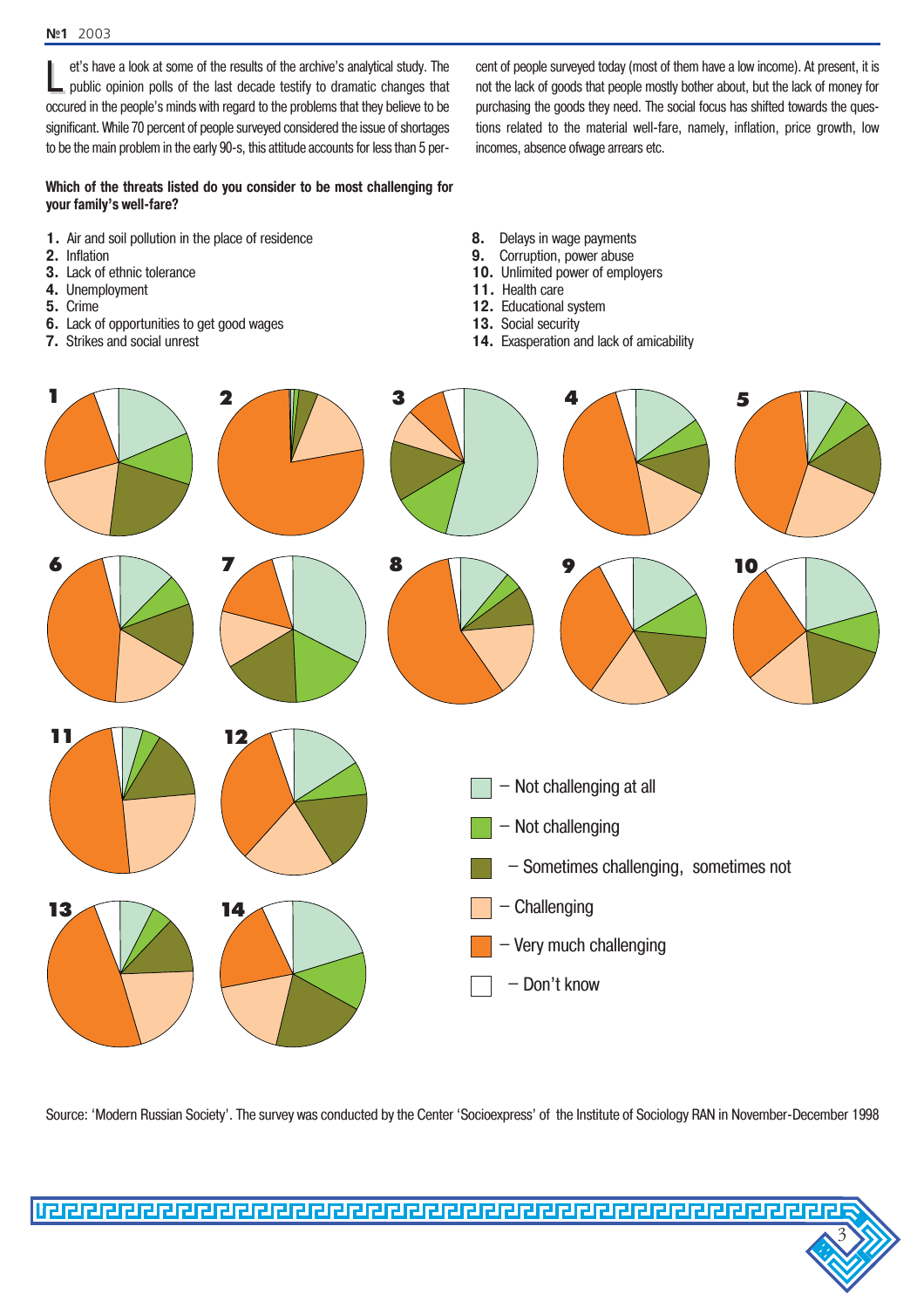Let's have a look at some of the results of the archive's analytical study. The public opinion polls of the last decade testify to dramatic changes that occured in the people's minds with regard to the problems that they believe to be significant. While 70 percent of people surveyed considered the issue of shortages to be the main problem in the early 90-s, this attitude accounts for less than 5 percent of people surveyed today (most of them have a low income). At present, it is not the lack of goods that people mostly bother about, but the lack of money for purchasing the goods they need. The social focus has shifted towards the questions related to the material well-fare, namely, inflation, price growth, low incomes, absence ofwage arrears etc.

**Which of the threats listed do you consider to be most challenging for your family's well-fare?**

1. Air and soil pollution in the place of residence
2. Inflation
3. Lack of ethnic tolerance
4. Unemployment
5. Crime
6. Lack of opportunities to get good wages
7. Strikes and social unrest
8. Delays in wage payments
9. Corruption, power abuse
10. Unlimited power of employers
11. Health care
12. Educational system
13. Social security
14. Exasperation and lack of amicability

– Not challenging at all
– Not challenging
– Sometimes challenging, sometimes not
– Challenging
– Very much challenging
– Don't know

Source: 'Modern Russian Society'. The survey was conducted by the Center 'Socioexpress' of the Institute of Sociology RAN in November-December 1998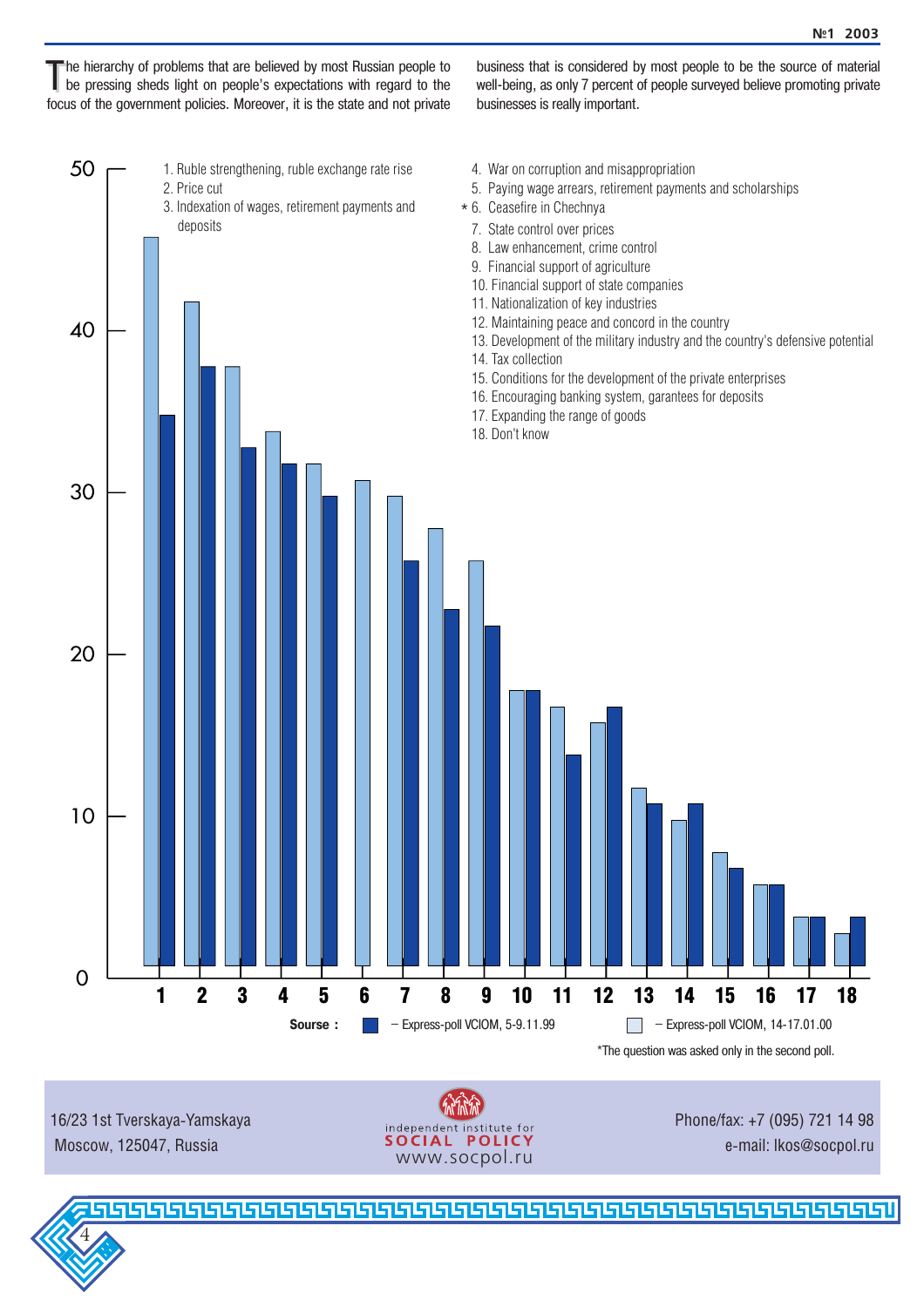The hierarchy of problems that are believed by most Russian people to be pressing sheds light on people's expectations with regard to the focus of the government policies. Moreover, it is the state and not private business that is considered by most people to be the source of material well-being, as only 7 percent of people surveyed believe promoting private businesses is really important.

50
40
30
20
10
0

1. Ruble strengthening, ruble exchange rate rise
2. Price cut
3. Indexation of wages, retirement payments and deposits
4. War on corruption and misappropriation
5. Paying wage arrears, retirement payments and scholarships
*6. Ceasefire in Chechnya
7. State control over prices
8. Law enhancement, crime control
9. Financial support of agriculture
10. Financial support of state companies
11. Nationalization of key industries
12. Maintaining peace and concord in the country
13. Development of the military industry and the country's defensive potential
14. Tax collection
15. Conditions for the development of the private enterprises
16. Encouraging banking system, garantees for deposits
17. Expanding the range of goods
18. Don't know

1 2 3 4 5 6 7 8 9 10 11 12 13 14 15 16 17 18

**Sourse :** – Express-poll VCIOM, 5-9.11.99 – Express-poll VCIOM, 14-17.01.00

*The question was asked only in the second poll.

16/23 1st Tverskaya-Yamskaya
Moscow, 125047, Russia

independent institute for
SOCIAL POLICY
www.socpol.ru

Phone/fax: +7 (095) 721 14 98
e-mail: Ikos@socpol.ru